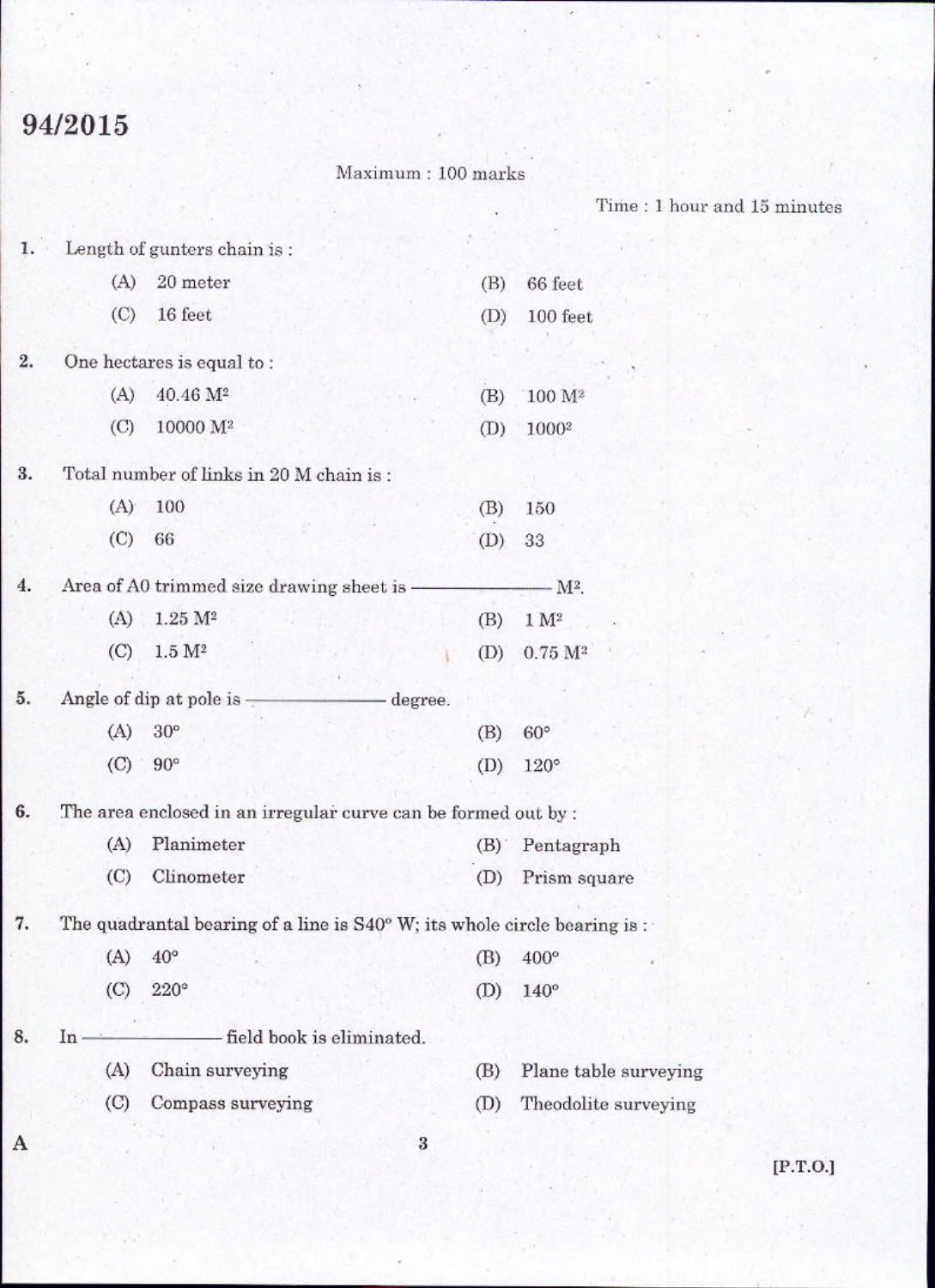# 94/2015

Maximum : 100 marks

Time : 1 hour and 15 minutes

1. Length of gunters chain is :
   - (A) 20 meter
   - (B) 66 feet
   - (C) 16 feet
   - (D) 100 feet

2. One hectares is equal to :
   - (A) 40.46 $M^2$
   - (B) 100 $M^2$
   - (C) 10000 $M^2$
   - (D) $1000^2$

3. Total number of links in 20 M chain is :
   - (A) 100
   - (B) 150
   - (C) 66
   - (D) 33

4. Area of A0 trimmed size drawing sheet is ————— $M^2$.
   - (A) 1.25 $M^2$
   - (B) 1 $M^2$
   - (C) 1.5 $M^2$
   - (D) 0.75 $M^2$

5. Angle of dip at pole is ————— degree.
   - (A) 30°
   - (B) 60°
   - (C) 90°
   - (D) 120°

6. The area enclosed in an irregular curve can be formed out by :
   - (A) Planimeter
   - (B) Pentagraph
   - (C) Clinometer
   - (D) Prism square

7. The quadrantal bearing of a line is S40° W; its whole circle bearing is :
   - (A) 40°
   - (B) 400°
   - (C) 220°
   - (D) 140°

8. In ————— field book is eliminated.
   - (A) Chain surveying
   - (B) Plane table surveying
   - (C) Compass surveying
   - (D) Theodolite surveying

A

[P.T.O.]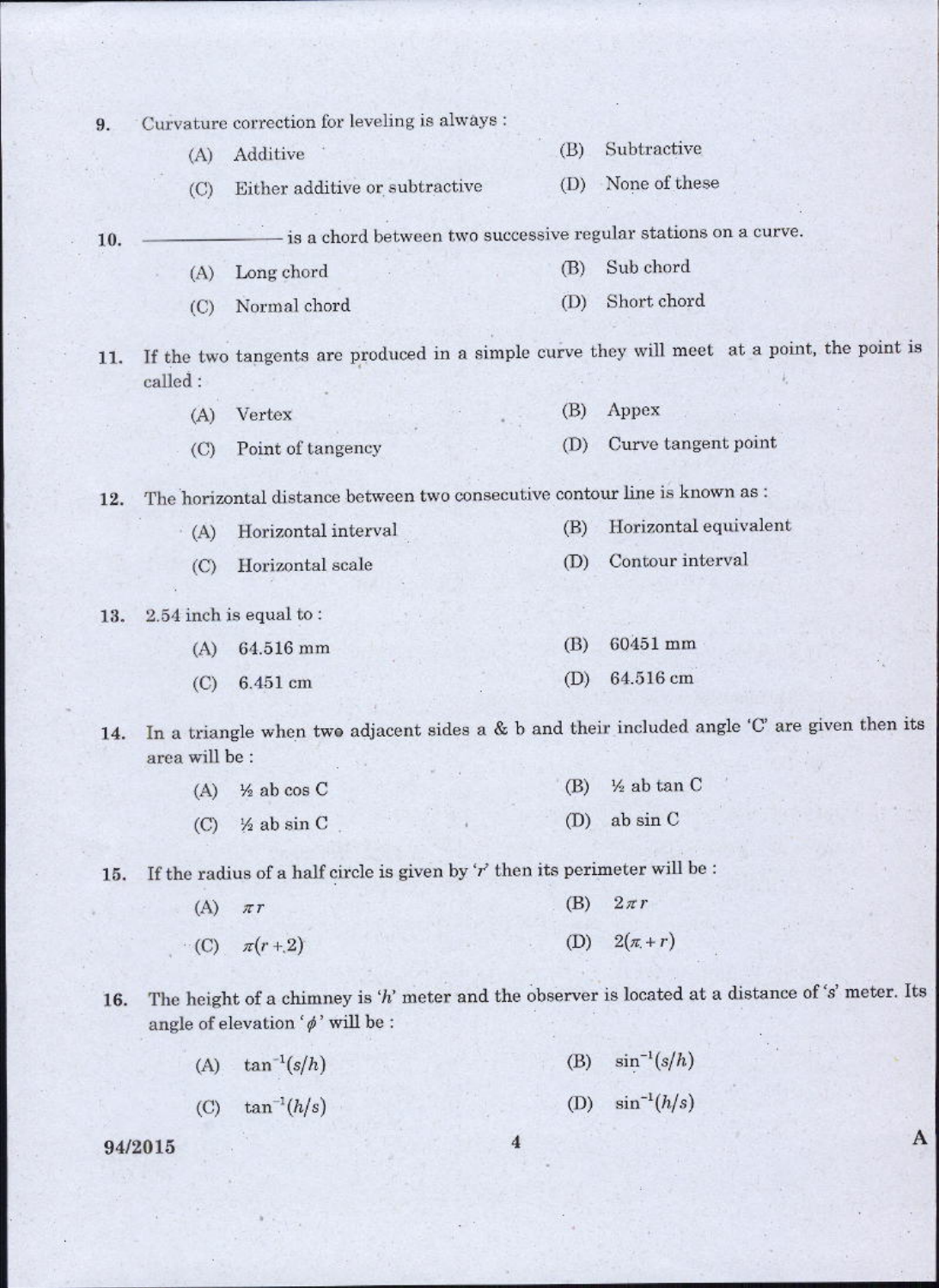9. Curvature correction for leveling is always :

   (A) Additive
   (B) Subtractive
   (C) Either additive or subtractive
   (D) None of these

10. ―――――――― is a chord between two successive regular stations on a curve.

    (A) Long chord
    (B) Sub chord
    (C) Normal chord
    (D) Short chord

11. If the two tangents are produced in a simple curve they will meet at a point, the point is called :

    (A) Vertex
    (B) Appex
    (C) Point of tangency
    (D) Curve tangent point

12. The horizontal distance between two consecutive contour line is known as :

    (A) Horizontal interval
    (B) Horizontal equivalent
    (C) Horizontal scale
    (D) Contour interval

13. 2.54 inch is equal to :

    (A) 64.516 mm
    (B) 60451 mm
    (C) 6.451 cm
    (D) 64.516 cm

14. In a triangle when two adjacent sides a & b and their included angle 'C' are given then its area will be :

    (A) ½ ab cos C
    (B) ½ ab tan C
    (C) ½ ab sin C
    (D) ab sin C

15. If the radius of a half circle is given by '$r$' then its perimeter will be :

    (A) $\pi r$
    (B) $2\pi r$
    (C) $\pi(r+2)$
    (D) $2(\pi+r)$

16. The height of a chimney is '$h$' meter and the observer is located at a distance of '$s$' meter. Its angle of elevation '$\phi$' will be :

    (A) $\tan^{-1}(s/h)$
    (B) $\sin^{-1}(s/h)$
    (C) $\tan^{-1}(h/s)$
    (D) $\sin^{-1}(h/s)$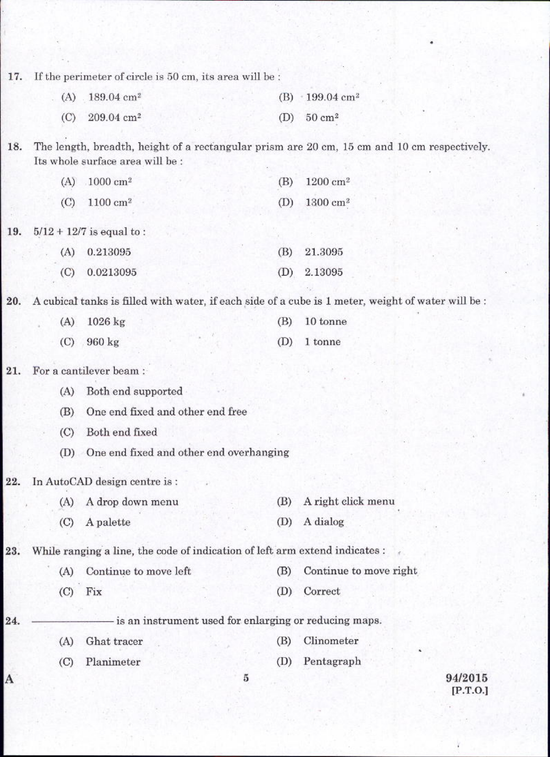17. If the perimeter of circle is 50 cm, its area will be :

   (A) 189.04 $cm^2$  (B) 199.04 $cm^2$
   
   (C) 209.04 $cm^2$  (D) 50 $cm^2$

18. The length, breadth, height of a rectangular prism are 20 cm, 15 cm and 10 cm respectively. Its whole surface area will be :

   (A) 1000 $cm^2$  (B) 1200 $cm^2$
   
   (C) 1100 $cm^2$  (D) 1300 $cm^2$

19. 5/12 + 12/7 is equal to :

   (A) 0.213095  (B) 21.3095
   
   (C) 0.0213095  (D) 2.13095

20. A cubical tanks is filled with water, if each side of a cube is 1 meter, weight of water will be :

   (A) 1026 kg  (B) 10 tonne
   
   (C) 960 kg  (D) 1 tonne

21. For a cantilever beam :

   (A) Both end supported
   
   (B) One end fixed and other end free
   
   (C) Both end fixed
   
   (D) One end fixed and other end overhanging

22. In AutoCAD design centre is :

   (A) A drop down menu  (B) A right click menu
   
   (C) A palette  (D) A dialog

23. While ranging a line, the code of indication of left arm extend indicates :

   (A) Continue to move left  (B) Continue to move right
   
   (C) Fix  (D) Correct

24. —————— is an instrument used for enlarging or reducing maps.

   (A) Ghat tracer  (B) Clinometer
   
   (C) Planimeter  (D) Pentagraph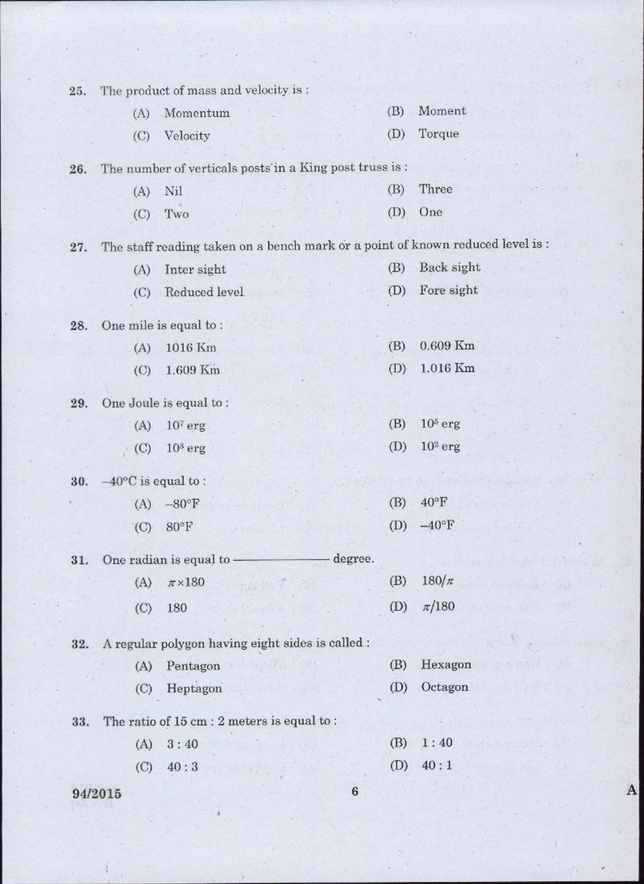25. The product of mass and velocity is :

(A) Momentum (B) Moment

(C) Velocity (D) Torque

26. The number of verticals posts in a King post truss is :

(A) Nil (B) Three

(C) Two (D) One

27. The staff reading taken on a bench mark or a point of known reduced level is :

(A) Inter sight (B) Back sight

(C) Reduced level (D) Fore sight

28. One mile is equal to :

(A) 1016 Km (B) 0.609 Km

(C) 1.609 Km (D) 1.016 Km

29. One Joule is equal to :

(A) $10^7$ erg (B) $10^5$ erg

(C) $10^3$ erg (D) $10^2$ erg

30. –40°C is equal to :

(A) –80°F (B) 40°F

(C) 80°F (D) –40°F

31. One radian is equal to ————— degree.

(A) $\pi \times 180$ (B) $180/\pi$

(C) 180 (D) $\pi/180$

32. A regular polygon having eight sides is called :

(A) Pentagon (B) Hexagon

(C) Heptagon (D) Octagon

33. The ratio of 15 cm : 2 meters is equal to :

(A) 3 : 40 (B) 1 : 40

(C) 40 : 3 (D) 40 : 1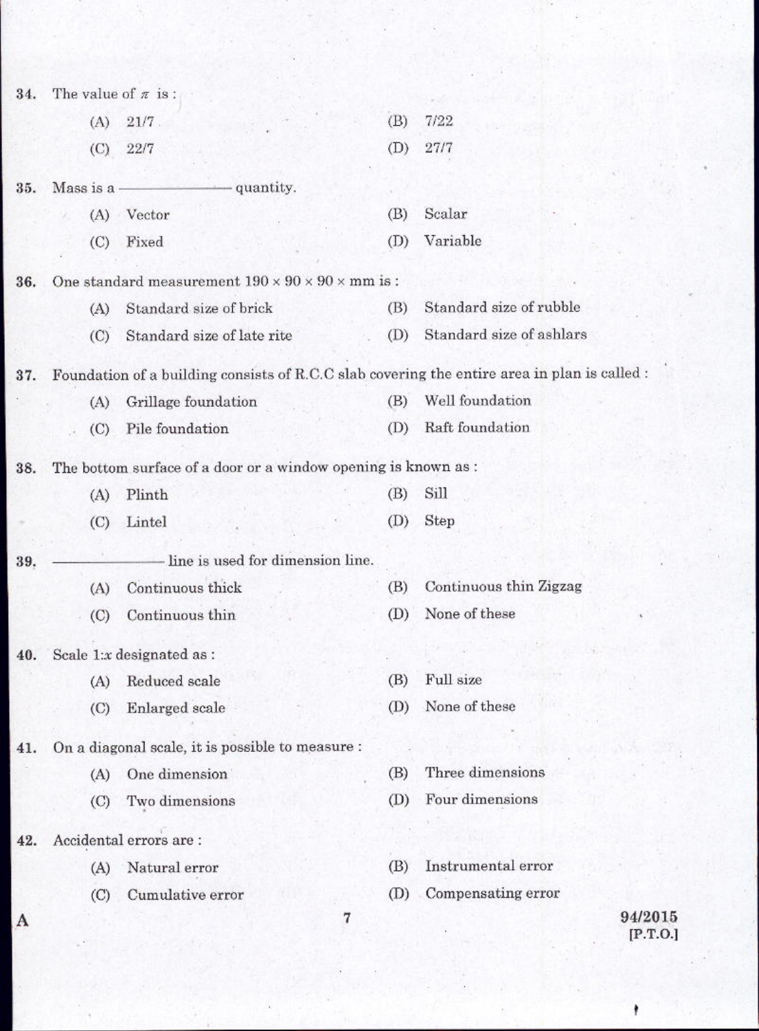34. The value of $\pi$ is :

(A) 21/7
(B) 7/22
(C) 22/7
(D) 27/7

35. Mass is a ————— quantity.

(A) Vector
(B) Scalar
(C) Fixed
(D) Variable

36. One standard measurement 190 × 90 × 90 × mm is :

(A) Standard size of brick
(B) Standard size of rubble
(C) Standard size of late rite
(D) Standard size of ashlars

37. Foundation of a building consists of R.C.C slab covering the entire area in plan is called :

(A) Grillage foundation
(B) Well foundation
(C) Pile foundation
(D) Raft foundation

38. The bottom surface of a door or a window opening is known as :

(A) Plinth
(B) Sill
(C) Lintel
(D) Step

39. ————— line is used for dimension line.

(A) Continuous thick
(B) Continuous thin Zigzag
(C) Continuous thin
(D) None of these

40. Scale 1:$x$ designated as :

(A) Reduced scale
(B) Full size
(C) Enlarged scale
(D) None of these

41. On a diagonal scale, it is possible to measure :

(A) One dimension
(B) Three dimensions
(C) Two dimensions
(D) Four dimensions

42. Accidental errors are :

(A) Natural error
(B) Instrumental error
(C) Cumulative error
(D) Compensating error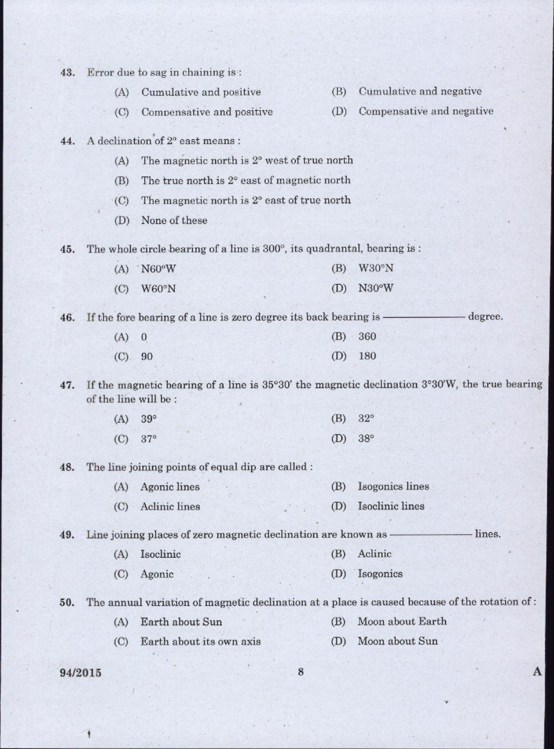43. Error due to sag in chaining is :

(A) Cumulative and positive
(B) Cumulative and negative
(C) Compensative and positive
(D) Compensative and negative

44. A declination of 2° east means :

(A) The magnetic north is 2° west of true north
(B) The true north is 2° east of magnetic north
(C) The magnetic north is 2° east of true north
(D) None of these

45. The whole circle bearing of a line is 300°, its quadrantal, bearing is :

(A) N60°W
(B) W30°N
(C) W60°N
(D) N30°W

46. If the fore bearing of a line is zero degree its back bearing is ———— degree.

(A) 0
(B) 360
(C) 90
(D) 180

47. If the magnetic bearing of a line is 35°30' the magnetic declination 3°30'W, the true bearing of the line will be :

(A) 39°
(B) 32°
(C) 37°
(D) 38°

48. The line joining points of equal dip are called :

(A) Agonic lines
(B) Isogonics lines
(C) Aclinic lines
(D) Isoclinic lines

49. Line joining places of zero magnetic declination are known as ———— lines.

(A) Isoclinic
(B) Aclinic
(C) Agonic
(D) Isogonics

50. The annual variation of magnetic declination at a place is caused because of the rotation of :

(A) Earth about Sun
(B) Moon about Earth
(C) Earth about its own axis
(D) Moon about Sun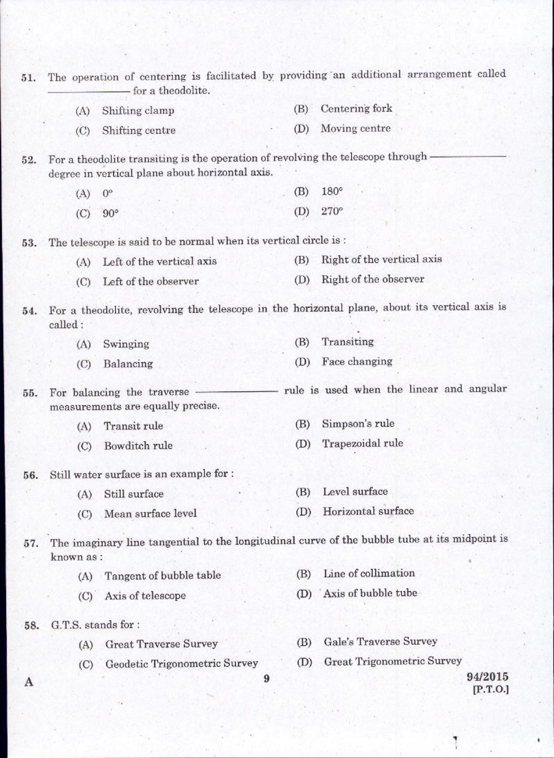51. The operation of centering is facilitated by providing an additional arrangement called ______________ for a theodolite.

    (A) Shifting clamp
    (B) Centering fork
    (C) Shifting centre
    (D) Moving centre

52. For a theodolite transiting is the operation of revolving the telescope through ______________ degree in vertical plane about horizontal axis.

    (A) 0°
    (B) 180°
    (C) 90°
    (D) 270°

53. The telescope is said to be normal when its vertical circle is :

    (A) Left of the vertical axis
    (B) Right of the vertical axis
    (C) Left of the observer
    (D) Right of the observer

54. For a theodolite, revolving the telescope in the horizontal plane, about its vertical axis is called :

    (A) Swinging
    (B) Transiting
    (C) Balancing
    (D) Face changing

55. For balancing the traverse ______________ rule is used when the linear and angular measurements are equally precise.

    (A) Transit rule
    (B) Simpson's rule
    (C) Bowditch rule
    (D) Trapezoidal rule

56. Still water surface is an example for :

    (A) Still surface
    (B) Level surface
    (C) Mean surface level
    (D) Horizontal surface

57. The imaginary line tangential to the longitudinal curve of the bubble tube at its midpoint is known as :

    (A) Tangent of bubble table
    (B) Line of collimation
    (C) Axis of telescope
    (D) Axis of bubble tube

58. G.T.S. stands for :

    (A) Great Traverse Survey
    (B) Gale's Traverse Survey
    (C) Geodetic Trigonometric Survey
    (D) Great Trigonometric Survey

A

94/2015

[P.T.O.]